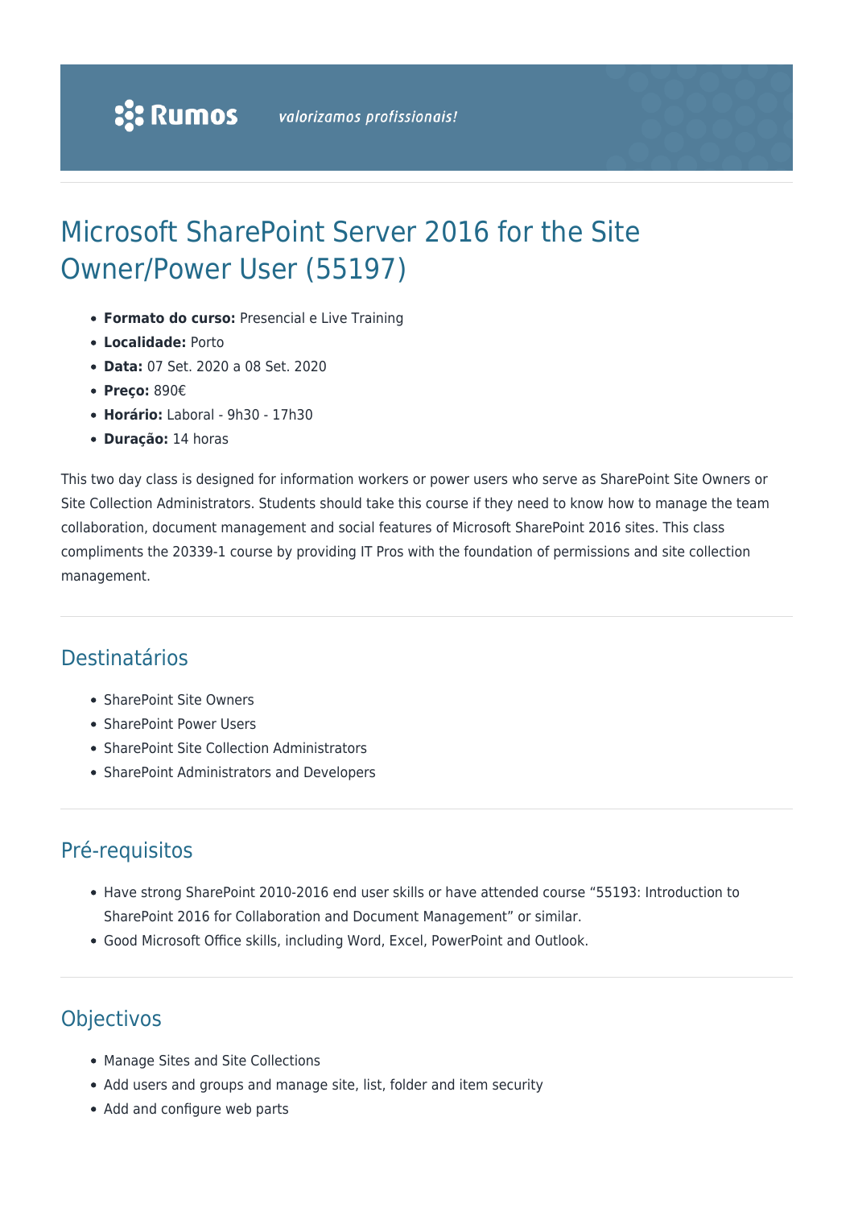Rumos valorizamos profissionais!

# Microsoft SharePoint Server 2016 for the Site Owner/Power User (55197)

- **Formato do curso:** Presencial e Live Training
- **Localidade:** Porto
- **Data:** 07 Set. 2020 a 08 Set. 2020
- **Preço:** 890€
- **Horário:** Laboral - 9h30 - 17h30
- **Duração:** 14 horas

This two day class is designed for information workers or power users who serve as SharePoint Site Owners or Site Collection Administrators. Students should take this course if they need to know how to manage the team collaboration, document management and social features of Microsoft SharePoint 2016 sites. This class compliments the 20339-1 course by providing IT Pros with the foundation of permissions and site collection management.

## Destinatários

- SharePoint Site Owners
- SharePoint Power Users
- SharePoint Site Collection Administrators
- SharePoint Administrators and Developers

## Pré-requisitos

- Have strong SharePoint 2010-2016 end user skills or have attended course “55193: Introduction to SharePoint 2016 for Collaboration and Document Management” or similar.
- Good Microsoft Office skills, including Word, Excel, PowerPoint and Outlook.

## Objectivos

- Manage Sites and Site Collections
- Add users and groups and manage site, list, folder and item security
- Add and configure web parts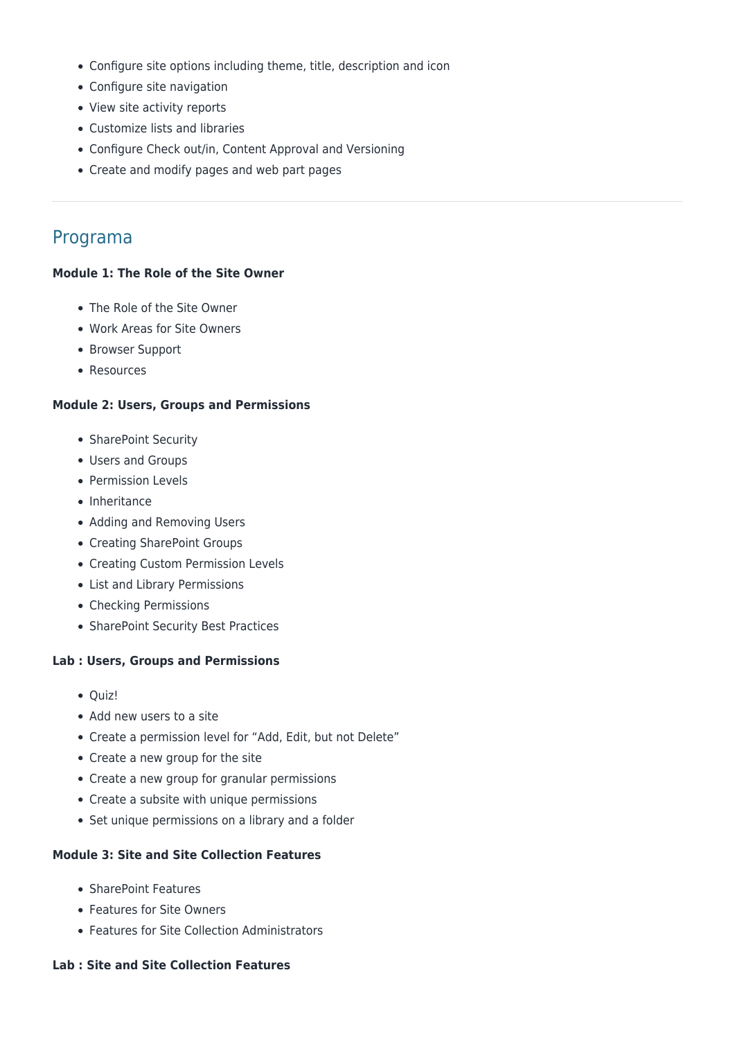- Configure site options including theme, title, description and icon
- Configure site navigation
- View site activity reports
- Customize lists and libraries
- Configure Check out/in, Content Approval and Versioning
- Create and modify pages and web part pages

---

## Programa

**Module 1: The Role of the Site Owner**

- The Role of the Site Owner
- Work Areas for Site Owners
- Browser Support
- Resources

**Module 2: Users, Groups and Permissions**

- SharePoint Security
- Users and Groups
- Permission Levels
- Inheritance
- Adding and Removing Users
- Creating SharePoint Groups
- Creating Custom Permission Levels
- List and Library Permissions
- Checking Permissions
- SharePoint Security Best Practices

**Lab : Users, Groups and Permissions**

- Quiz!
- Add new users to a site
- Create a permission level for "Add, Edit, but not Delete"
- Create a new group for the site
- Create a new group for granular permissions
- Create a subsite with unique permissions
- Set unique permissions on a library and a folder

**Module 3: Site and Site Collection Features**

- SharePoint Features
- Features for Site Owners
- Features for Site Collection Administrators

**Lab : Site and Site Collection Features**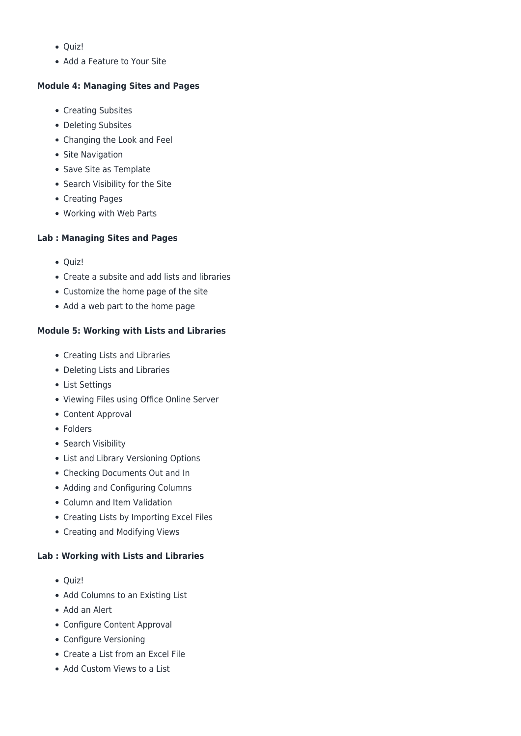- Quiz!
- Add a Feature to Your Site

**Module 4: Managing Sites and Pages**

- Creating Subsites
- Deleting Subsites
- Changing the Look and Feel
- Site Navigation
- Save Site as Template
- Search Visibility for the Site
- Creating Pages
- Working with Web Parts

**Lab : Managing Sites and Pages**

- Quiz!
- Create a subsite and add lists and libraries
- Customize the home page of the site
- Add a web part to the home page

**Module 5: Working with Lists and Libraries**

- Creating Lists and Libraries
- Deleting Lists and Libraries
- List Settings
- Viewing Files using Office Online Server
- Content Approval
- Folders
- Search Visibility
- List and Library Versioning Options
- Checking Documents Out and In
- Adding and Configuring Columns
- Column and Item Validation
- Creating Lists by Importing Excel Files
- Creating and Modifying Views

**Lab : Working with Lists and Libraries**

- Quiz!
- Add Columns to an Existing List
- Add an Alert
- Configure Content Approval
- Configure Versioning
- Create a List from an Excel File
- Add Custom Views to a List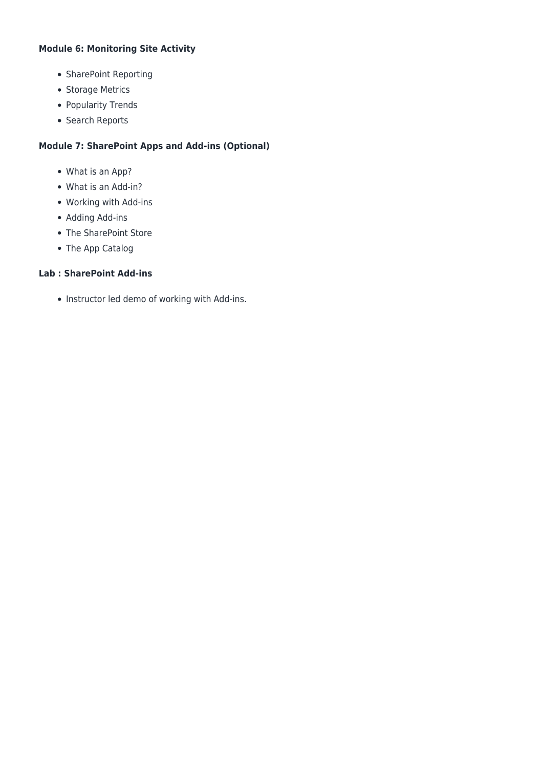**Module 6: Monitoring Site Activity**

- SharePoint Reporting
- Storage Metrics
- Popularity Trends
- Search Reports

**Module 7: SharePoint Apps and Add-ins (Optional)**

- What is an App?
- What is an Add-in?
- Working with Add-ins
- Adding Add-ins
- The SharePoint Store
- The App Catalog

**Lab : SharePoint Add-ins**

- Instructor led demo of working with Add-ins.